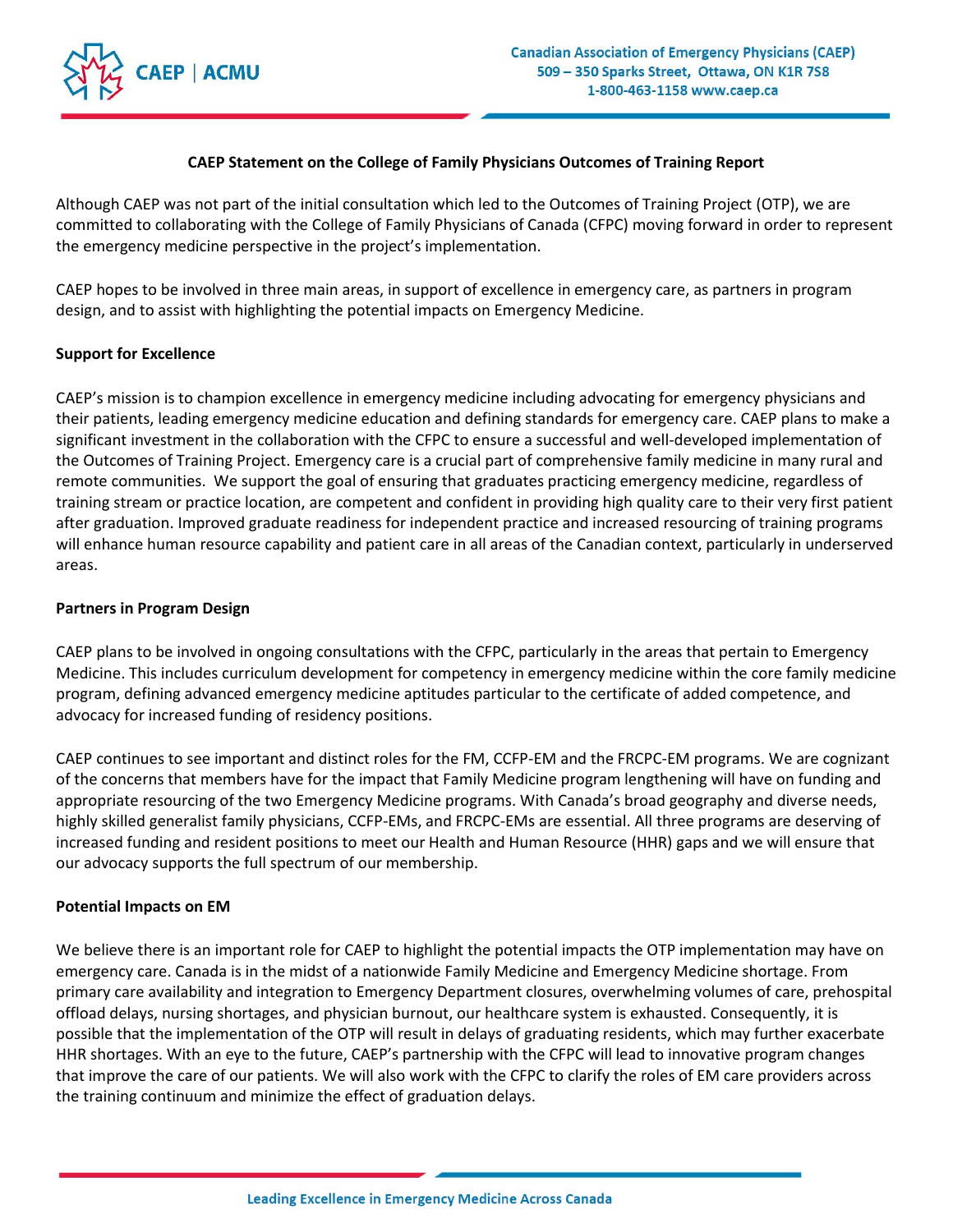# CAEP Statement on the College of Family Physicians Outcomes of Training Report

Although CAEP was not part of the initial consultation which led to the Outcomes of Training Project (OTP), we are committed to collaborating with the College of Family Physicians of Canada (CFPC) moving forward in order to represent the emergency medicine perspective in the project's implementation.

CAEP hopes to be involved in three main areas, in support of excellence in emergency care, as partners in program design, and to assist with highlighting the potential impacts on Emergency Medicine.

## Support for Excellence

CAEP's mission is to champion excellence in emergency medicine including advocating for emergency physicians and their patients, leading emergency medicine education and defining standards for emergency care. CAEP plans to make a significant investment in the collaboration with the CFPC to ensure a successful and well-developed implementation of the Outcomes of Training Project. Emergency care is a crucial part of comprehensive family medicine in many rural and remote communities. We support the goal of ensuring that graduates practicing emergency medicine, regardless of training stream or practice location, are competent and confident in providing high quality care to their very first patient after graduation. Improved graduate readiness for independent practice and increased resourcing of training programs will enhance human resource capability and patient care in all areas of the Canadian context, particularly in underserved areas.

## Partners in Program Design

CAEP plans to be involved in ongoing consultations with the CFPC, particularly in the areas that pertain to Emergency Medicine. This includes curriculum development for competency in emergency medicine within the core family medicine program, defining advanced emergency medicine aptitudes particular to the certificate of added competence, and advocacy for increased funding of residency positions.

CAEP continues to see important and distinct roles for the FM, CCFP-EM and the FRCPC-EM programs. We are cognizant of the concerns that members have for the impact that Family Medicine program lengthening will have on funding and appropriate resourcing of the two Emergency Medicine programs. With Canada's broad geography and diverse needs, highly skilled generalist family physicians, CCFP-EMs, and FRCPC-EMs are essential. All three programs are deserving of increased funding and resident positions to meet our Health and Human Resource (HHR) gaps and we will ensure that our advocacy supports the full spectrum of our membership.

## Potential Impacts on EM

We believe there is an important role for CAEP to highlight the potential impacts the OTP implementation may have on emergency care. Canada is in the midst of a nationwide Family Medicine and Emergency Medicine shortage. From primary care availability and integration to Emergency Department closures, overwhelming volumes of care, prehospital offload delays, nursing shortages, and physician burnout, our healthcare system is exhausted. Consequently, it is possible that the implementation of the OTP will result in delays of graduating residents, which may further exacerbate HHR shortages. With an eye to the future, CAEP's partnership with the CFPC will lead to innovative program changes that improve the care of our patients. We will also work with the CFPC to clarify the roles of EM care providers across the training continuum and minimize the effect of graduation delays.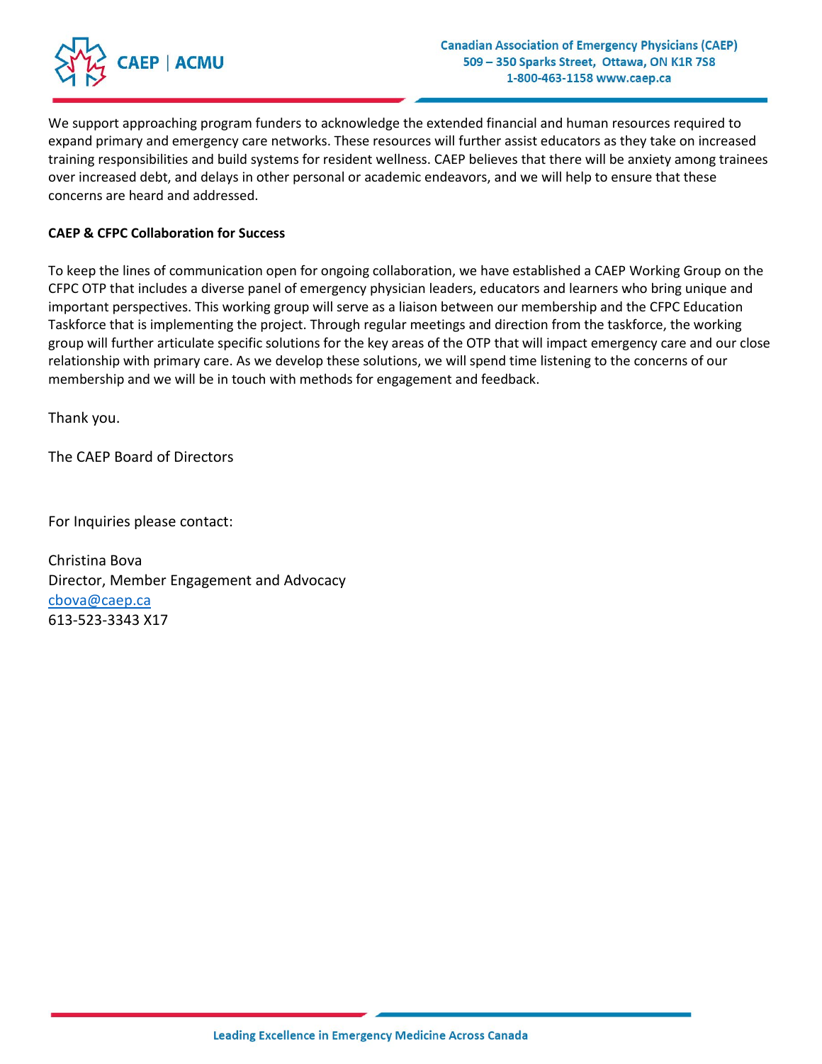We support approaching program funders to acknowledge the extended financial and human resources required to expand primary and emergency care networks. These resources will further assist educators as they take on increased training responsibilities and build systems for resident wellness. CAEP believes that there will be anxiety among trainees over increased debt, and delays in other personal or academic endeavors, and we will help to ensure that these concerns are heard and addressed.

**CAEP & CFPC Collaboration for Success**

To keep the lines of communication open for ongoing collaboration, we have established a CAEP Working Group on the CFPC OTP that includes a diverse panel of emergency physician leaders, educators and learners who bring unique and important perspectives. This working group will serve as a liaison between our membership and the CFPC Education Taskforce that is implementing the project. Through regular meetings and direction from the taskforce, the working group will further articulate specific solutions for the key areas of the OTP that will impact emergency care and our close relationship with primary care. As we develop these solutions, we will spend time listening to the concerns of our membership and we will be in touch with methods for engagement and feedback.

Thank you.

The CAEP Board of Directors

For Inquiries please contact:

Christina Bova
Director, Member Engagement and Advocacy
cbova@caep.ca
613-523-3343 X17